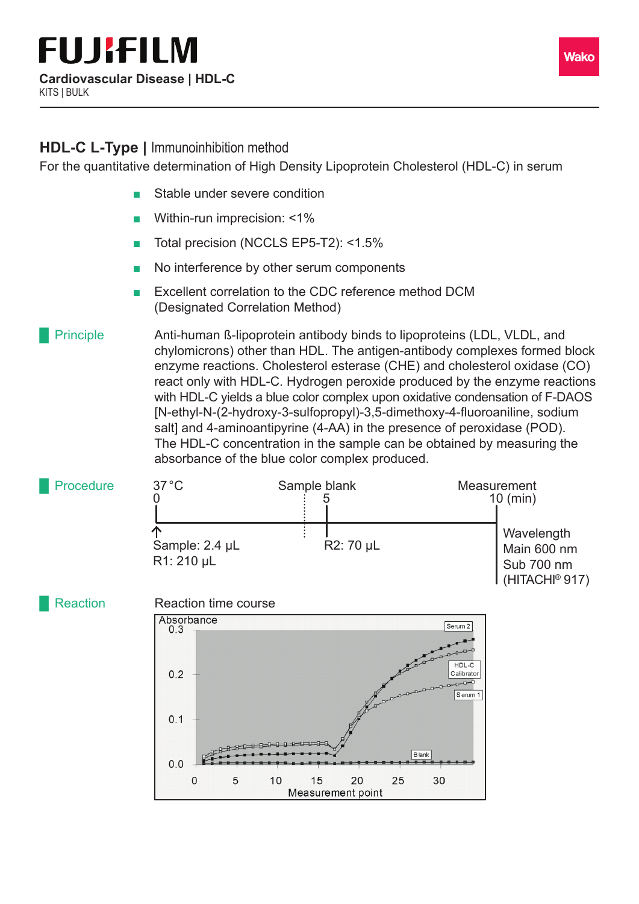# FUJIFILM

**Cardiovascular Disease | HDL-C**

KITS | BULK

Wako

## HDL-C L-Type | Immunoinhibition method

For the quantitative determination of High Density Lipoprotein Cholesterol (HDL-C) in serum

- Stable under severe condition
- Within-run imprecision: <1%
- Total precision (NCCLS EP5-T2): <1.5%
- No interference by other serum components
- Excellent correlation to the CDC reference method DCM (Designated Correlation Method)

### Principle

Anti-human ß-lipoprotein antibody binds to lipoproteins (LDL, VLDL, and chylomicrons) other than HDL. The antigen-antibody complexes formed block enzyme reactions. Cholesterol esterase (CHE) and cholesterol oxidase (CO) react only with HDL-C. Hydrogen peroxide produced by the enzyme reactions with HDL-C yields a blue color complex upon oxidative condensation of F-DAOS [N-ethyl-N-(2-hydroxy-3-sulfopropyl)-3,5-dimethoxy-4-fluoroaniline, sodium salt] and 4-aminoantipyrine (4-AA) in the presence of peroxidase (POD). The HDL-C concentration in the sample can be obtained by measuring the absorbance of the blue color complex produced.

### Procedure

37 °C

| 0 | Sample blank 5 | Measurement 10 (min) |
|---|---|---|
| Sample: 2.4 µL<br>R1: 210 µL | R2: 70 µL | Wavelength<br>Main 600 nm<br>Sub 700 nm<br>(HITACHI® 917) |

### Reaction

Reaction time course

Absorbance (0.0–0.3) vs. Measurement point (0–30); curves: Serum 2, HDL-C Calibrator, Serum 1, Blank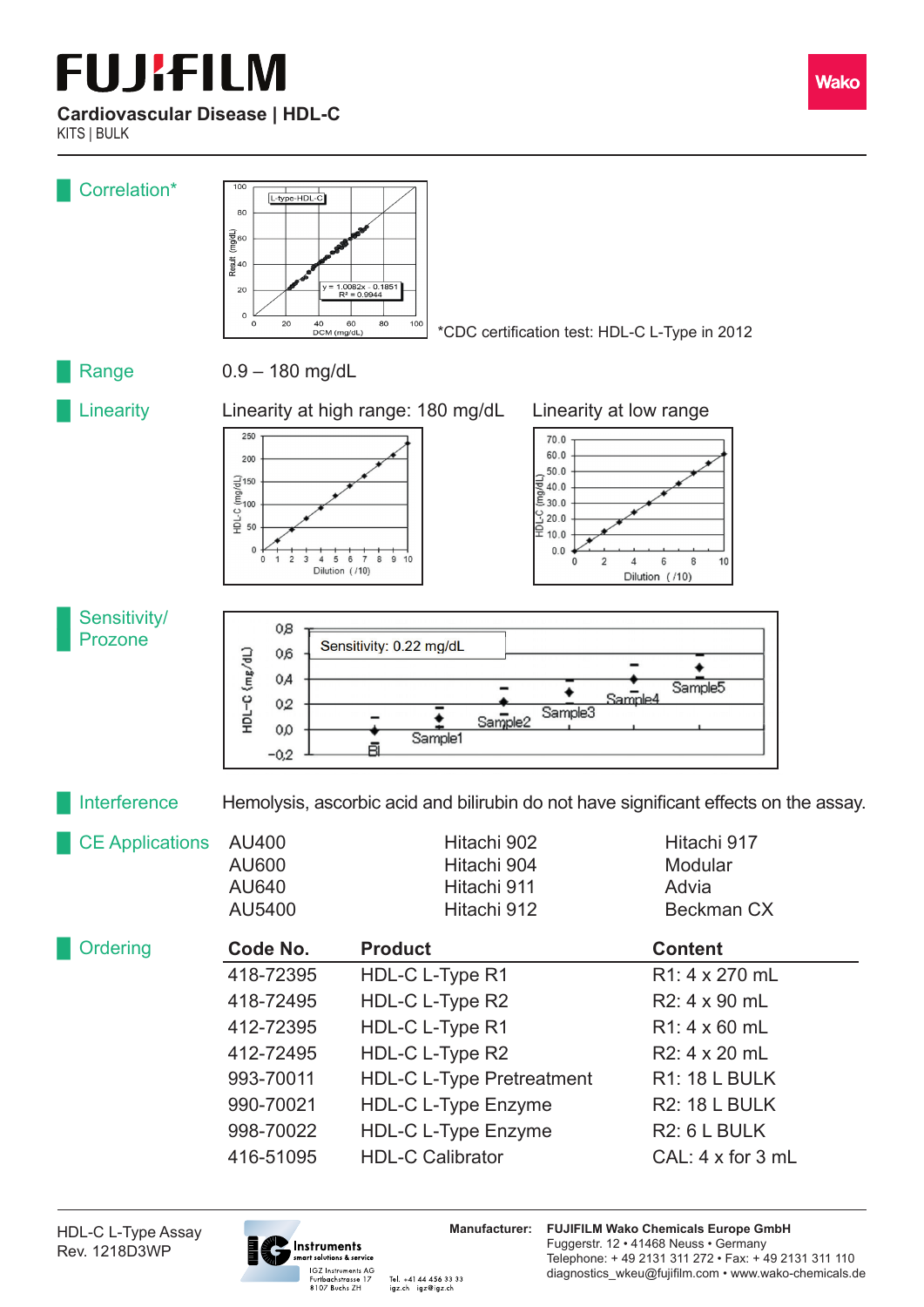# FUJIFILM

**Cardiovascular Disease | HDL-C**
KITS | BULK

Wako

## Correlation*

L-type-HDL-C
y = 1.0082x - 0.1851
$R^2$ = 0.9944
Result (mg/dL)
DCM (mg/dL)
0 20 40 60 80 100

*CDC certification test: HDL-C L-Type in 2012

## Range

0.9 – 180 mg/dL

## Linearity

Linearity at high range: 180 mg/dL

HDL-C (mg/dL)
0 50 100 150 200 250
Dilution (/10)
0 1 2 3 4 5 6 7 8 9 10

Linearity at low range

HDL-C (mg/dL)
0.0 10.0 20.0 30.0 40.0 50.0 60.0 70.0
Dilution (/10)
0 2 4 6 8 10

## Sensitivity/ Prozone

Sensitivity: 0.22 mg/dL

HDL-C (mg/dL)
-0.2 0.0 0.2 0.4 0.6 0.8
Bl Sample1 Sample2 Sample3 Sample4 Sample5

## Interference

Hemolysis, ascorbic acid and bilirubin do not have significant effects on the assay.

## CE Applications

| | | |
|---|---|---|
| AU400 | Hitachi 902 | Hitachi 917 |
| AU600 | Hitachi 904 | Modular |
| AU640 | Hitachi 911 | Advia |
| AU5400 | Hitachi 912 | Beckman CX |

## Ordering

| Code No. | Product | Content |
|---|---|---|
| 418-72395 | HDL-C L-Type R1 | R1: 4 x 270 mL |
| 418-72495 | HDL-C L-Type R2 | R2: 4 x 90 mL |
| 412-72395 | HDL-C L-Type R1 | R1: 4 x 60 mL |
| 412-72495 | HDL-C L-Type R2 | R2: 4 x 20 mL |
| 993-70011 | HDL-C L-Type Pretreatment | R1: 18 L BULK |
| 990-70021 | HDL-C L-Type Enzyme | R2: 18 L BULK |
| 998-70022 | HDL-C L-Type Enzyme | R2: 6 L BULK |
| 416-51095 | HDL-C Calibrator | CAL: 4 x for 3 mL |

HDL-C L-Type Assay
Rev. 1218D3WP

IGZ Instruments smart solutions & service
IGZ Instruments AG
Furtbachstrasse 17
8107 Buchs ZH
Tel. +41 44 456 33 33
igz.ch igz@igz.ch

**Manufacturer:** **FUJIFILM Wako Chemicals Europe GmbH**
Fuggerstr. 12 • 41468 Neuss • Germany
Telephone: + 49 2131 311 272 • Fax: + 49 2131 311 110
diagnostics_wkeu@fujifilm.com • www.wako-chemicals.de